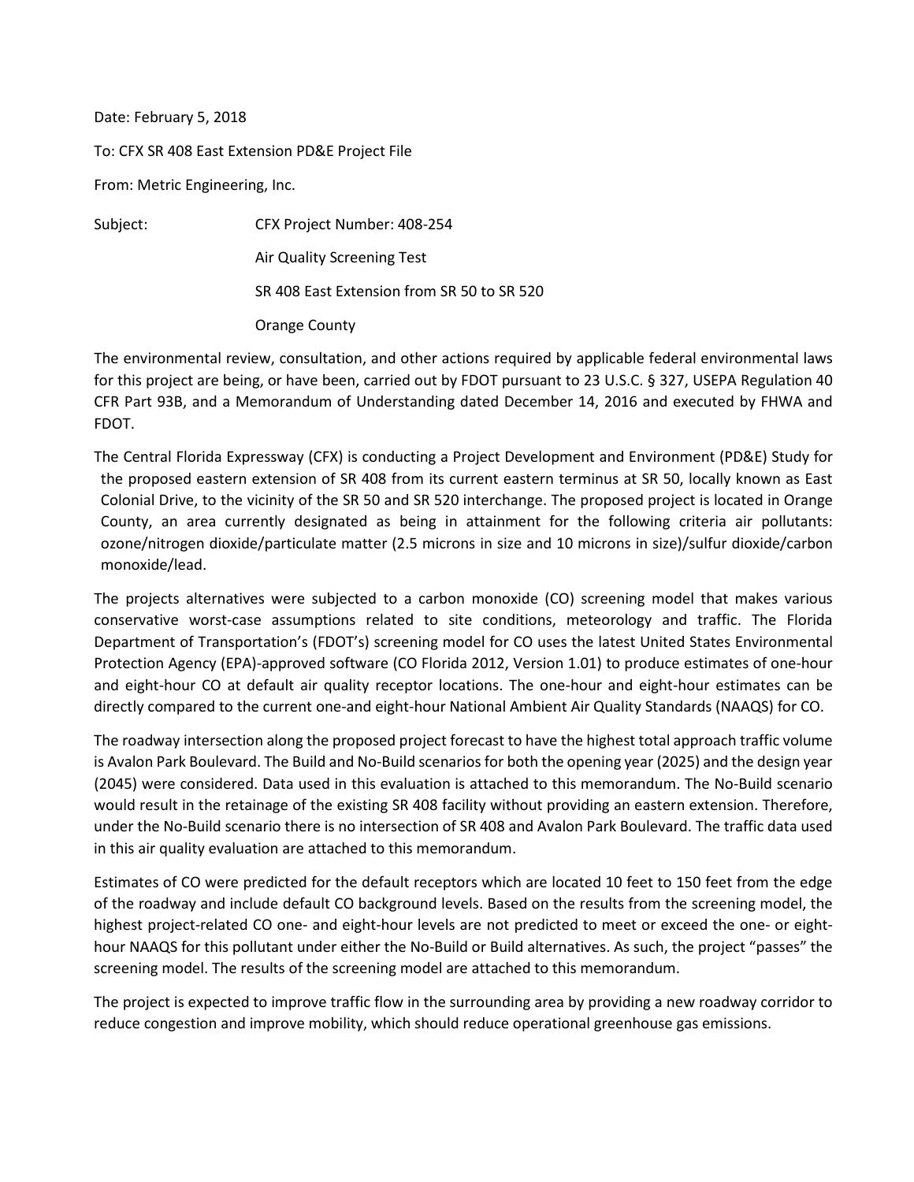Date: February 5, 2018

To: CFX SR 408 East Extension PD&E Project File

From: Metric Engineering, Inc.

Subject: CFX Project Number: 408-254

Air Quality Screening Test

SR 408 East Extension from SR 50 to SR 520

Orange County

The environmental review, consultation, and other actions required by applicable federal environmental laws for this project are being, or have been, carried out by FDOT pursuant to 23 U.S.C. § 327, USEPA Regulation 40 CFR Part 93B, and a Memorandum of Understanding dated December 14, 2016 and executed by FHWA and FDOT.

The Central Florida Expressway (CFX) is conducting a Project Development and Environment (PD&E) Study for the proposed eastern extension of SR 408 from its current eastern terminus at SR 50, locally known as East Colonial Drive, to the vicinity of the SR 50 and SR 520 interchange. The proposed project is located in Orange County, an area currently designated as being in attainment for the following criteria air pollutants: ozone/nitrogen dioxide/particulate matter (2.5 microns in size and 10 microns in size)/sulfur dioxide/carbon monoxide/lead.

The projects alternatives were subjected to a carbon monoxide (CO) screening model that makes various conservative worst-case assumptions related to site conditions, meteorology and traffic. The Florida Department of Transportation's (FDOT's) screening model for CO uses the latest United States Environmental Protection Agency (EPA)-approved software (CO Florida 2012, Version 1.01) to produce estimates of one-hour and eight-hour CO at default air quality receptor locations. The one-hour and eight-hour estimates can be directly compared to the current one-and eight-hour National Ambient Air Quality Standards (NAAQS) for CO.

The roadway intersection along the proposed project forecast to have the highest total approach traffic volume is Avalon Park Boulevard. The Build and No-Build scenarios for both the opening year (2025) and the design year (2045) were considered. Data used in this evaluation is attached to this memorandum. The No-Build scenario would result in the retainage of the existing SR 408 facility without providing an eastern extension. Therefore, under the No-Build scenario there is no intersection of SR 408 and Avalon Park Boulevard. The traffic data used in this air quality evaluation are attached to this memorandum.

Estimates of CO were predicted for the default receptors which are located 10 feet to 150 feet from the edge of the roadway and include default CO background levels. Based on the results from the screening model, the highest project-related CO one- and eight-hour levels are not predicted to meet or exceed the one- or eight-hour NAAQS for this pollutant under either the No-Build or Build alternatives. As such, the project "passes" the screening model. The results of the screening model are attached to this memorandum.

The project is expected to improve traffic flow in the surrounding area by providing a new roadway corridor to reduce congestion and improve mobility, which should reduce operational greenhouse gas emissions.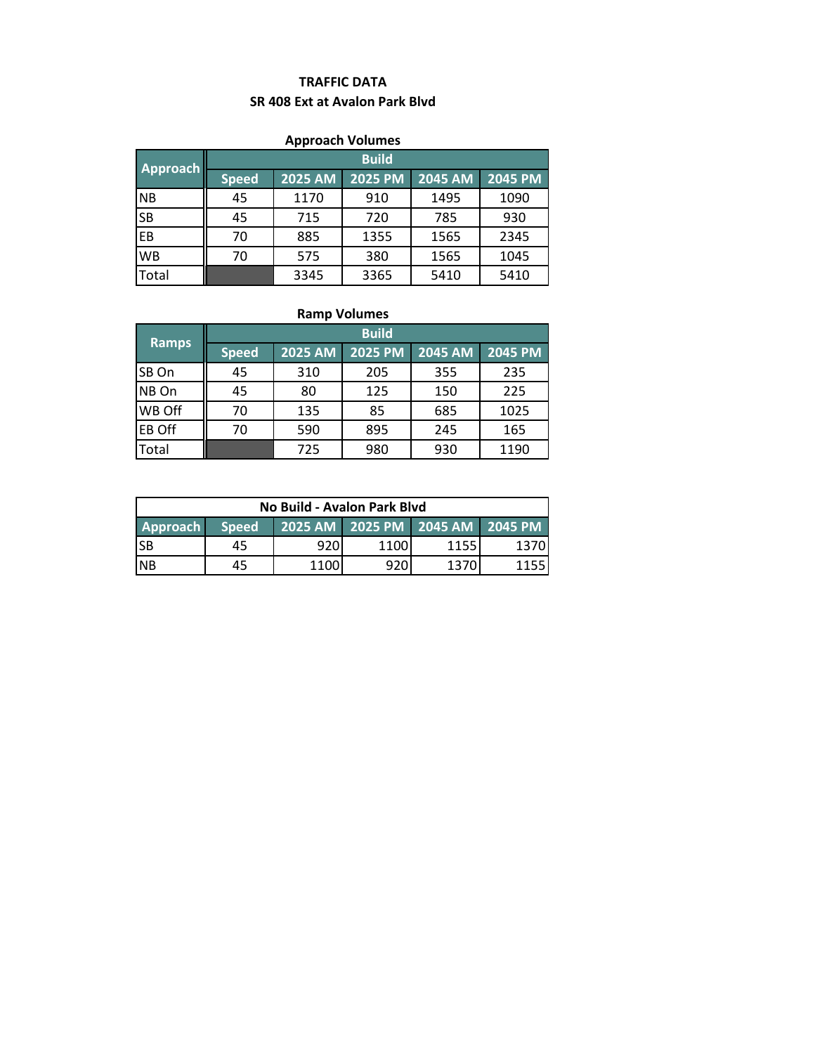**TRAFFIC DATA**

**SR 408 Ext at Avalon Park Blvd**

**Approach Volumes**

| Approach | Build | | | | |
|---|---|---|---|---|---|
| | Speed | 2025 AM | 2025 PM | 2045 AM | 2045 PM |
| NB | 45 | 1170 | 910 | 1495 | 1090 |
| SB | 45 | 715 | 720 | 785 | 930 |
| EB | 70 | 885 | 1355 | 1565 | 2345 |
| WB | 70 | 575 | 380 | 1565 | 1045 |
| Total | | 3345 | 3365 | 5410 | 5410 |

**Ramp Volumes**

| Ramps | Build | | | | |
|---|---|---|---|---|---|
| | Speed | 2025 AM | 2025 PM | 2045 AM | 2045 PM |
| SB On | 45 | 310 | 205 | 355 | 235 |
| NB On | 45 | 80 | 125 | 150 | 225 |
| WB Off | 70 | 135 | 85 | 685 | 1025 |
| EB Off | 70 | 590 | 895 | 245 | 165 |
| Total | | 725 | 980 | 930 | 1190 |

**No Build - Avalon Park Blvd**

| Approach | Speed | 2025 AM | 2025 PM | 2045 AM | 2045 PM |
|---|---|---|---|---|---|
| SB | 45 | 920 | 1100 | 1155 | 1370 |
| NB | 45 | 1100 | 920 | 1370 | 1155 |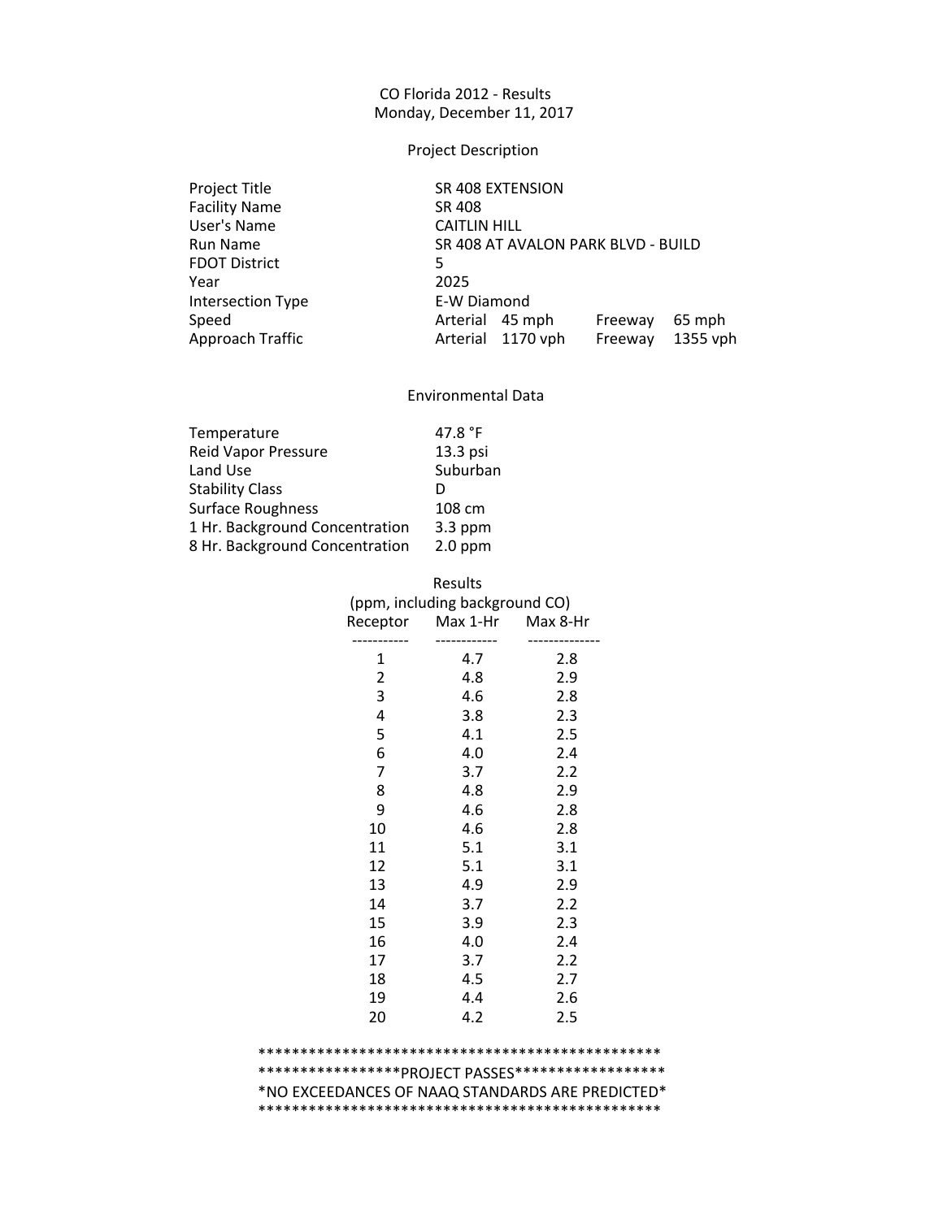CO Florida 2012 - Results
Monday, December 11, 2017

## Project Description

| | | | | |
|---|---|---|---|---|
| Project Title | SR 408 EXTENSION | | | |
| Facility Name | SR 408 | | | |
| User's Name | CAITLIN HILL | | | |
| Run Name | SR 408 AT AVALON PARK BLVD - BUILD | | | |
| FDOT District | 5 | | | |
| Year | 2025 | | | |
| Intersection Type | E-W Diamond | | | |
| Speed | Arterial 45 mph | | Freeway | 65 mph |
| Approach Traffic | Arterial 1170 vph | | Freeway | 1355 vph |

## Environmental Data

| | |
|---|---|
| Temperature | 47.8 °F |
| Reid Vapor Pressure | 13.3 psi |
| Land Use | Suburban |
| Stability Class | D |
| Surface Roughness | 108 cm |
| 1 Hr. Background Concentration | 3.3 ppm |
| 8 Hr. Background Concentration | 2.0 ppm |

## Results

(ppm, including background CO)

| Receptor | Max 1-Hr | Max 8-Hr |
|---|---|---|
| 1 | 4.7 | 2.8 |
| 2 | 4.8 | 2.9 |
| 3 | 4.6 | 2.8 |
| 4 | 3.8 | 2.3 |
| 5 | 4.1 | 2.5 |
| 6 | 4.0 | 2.4 |
| 7 | 3.7 | 2.2 |
| 8 | 4.8 | 2.9 |
| 9 | 4.6 | 2.8 |
| 10 | 4.6 | 2.8 |
| 11 | 5.1 | 3.1 |
| 12 | 5.1 | 3.1 |
| 13 | 4.9 | 2.9 |
| 14 | 3.7 | 2.2 |
| 15 | 3.9 | 2.3 |
| 16 | 4.0 | 2.4 |
| 17 | 3.7 | 2.2 |
| 18 | 4.5 | 2.7 |
| 19 | 4.4 | 2.6 |
| 20 | 4.2 | 2.5 |

```
*************************************************
*****************PROJECT PASSES******************
*NO EXCEEDANCES OF NAAQ STANDARDS ARE PREDICTED*
*************************************************
```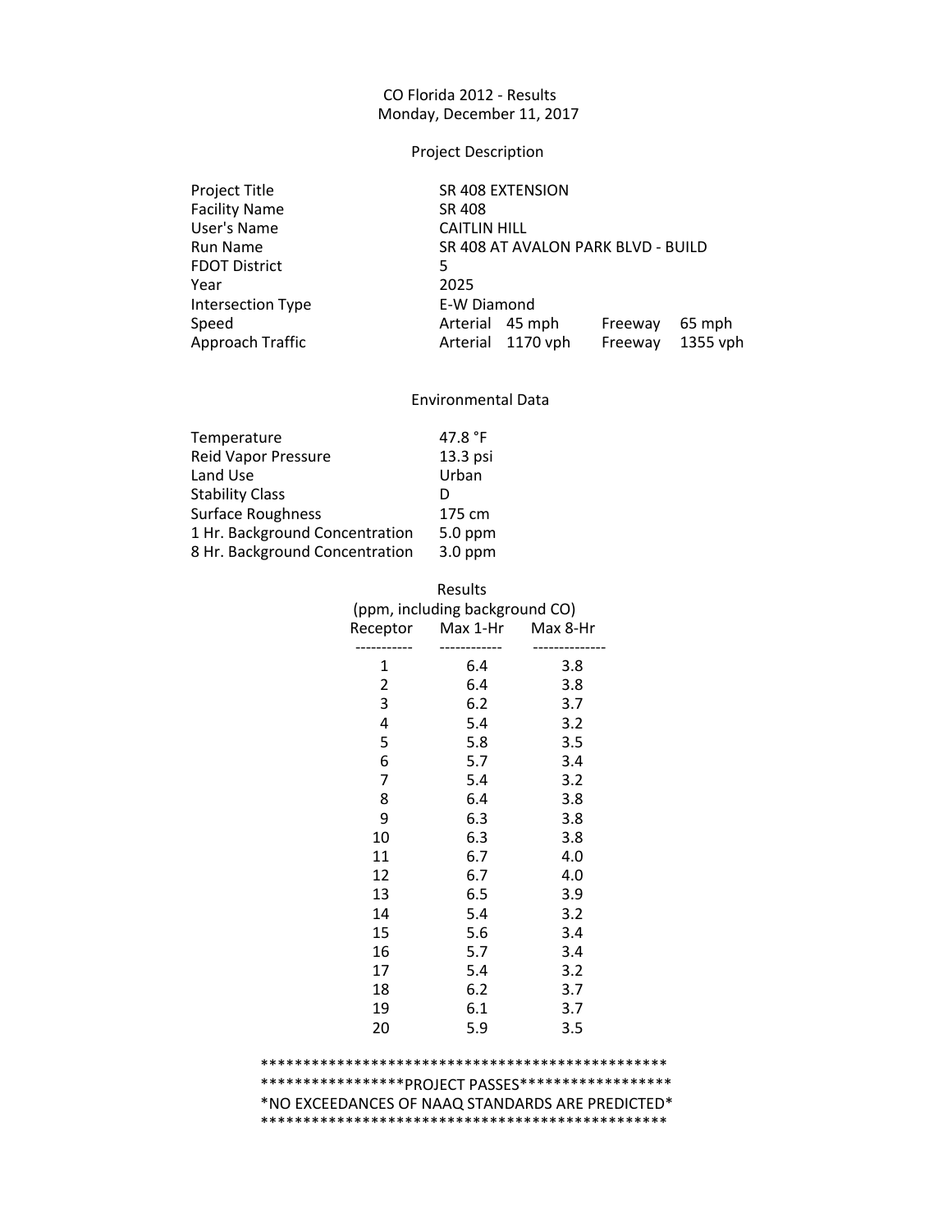CO Florida 2012 - Results
Monday, December 11, 2017

## Project Description

| | | | | |
|---|---|---|---|---|
| Project Title | SR 408 EXTENSION | | | |
| Facility Name | SR 408 | | | |
| User's Name | CAITLIN HILL | | | |
| Run Name | SR 408 AT AVALON PARK BLVD - BUILD | | | |
| FDOT District | 5 | | | |
| Year | 2025 | | | |
| Intersection Type | E-W Diamond | | | |
| Speed | Arterial 45 mph | | Freeway | 65 mph |
| Approach Traffic | Arterial 1170 vph | | Freeway | 1355 vph |

## Environmental Data

| | |
|---|---|
| Temperature | 47.8 °F |
| Reid Vapor Pressure | 13.3 psi |
| Land Use | Urban |
| Stability Class | D |
| Surface Roughness | 175 cm |
| 1 Hr. Background Concentration | 5.0 ppm |
| 8 Hr. Background Concentration | 3.0 ppm |

## Results

(ppm, including background CO)

| Receptor | Max 1-Hr | Max 8-Hr |
|---|---|---|
| 1 | 6.4 | 3.8 |
| 2 | 6.4 | 3.8 |
| 3 | 6.2 | 3.7 |
| 4 | 5.4 | 3.2 |
| 5 | 5.8 | 3.5 |
| 6 | 5.7 | 3.4 |
| 7 | 5.4 | 3.2 |
| 8 | 6.4 | 3.8 |
| 9 | 6.3 | 3.8 |
| 10 | 6.3 | 3.8 |
| 11 | 6.7 | 4.0 |
| 12 | 6.7 | 4.0 |
| 13 | 6.5 | 3.9 |
| 14 | 5.4 | 3.2 |
| 15 | 5.6 | 3.4 |
| 16 | 5.7 | 3.4 |
| 17 | 5.4 | 3.2 |
| 18 | 6.2 | 3.7 |
| 19 | 6.1 | 3.7 |
| 20 | 5.9 | 3.5 |

```
*************************************************
*****************PROJECT PASSES******************
*NO EXCEEDANCES OF NAAQ STANDARDS ARE PREDICTED*
*************************************************
```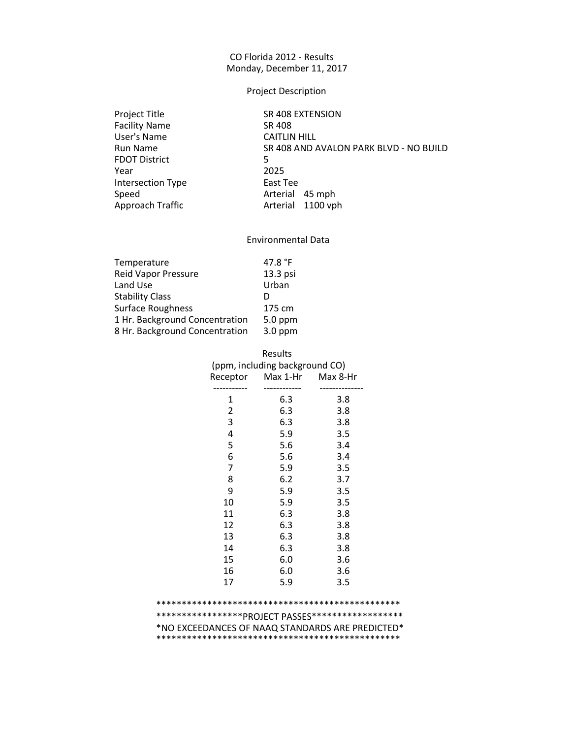# CO Florida 2012 - Results

Monday, December 11, 2017

## Project Description

| | |
|---|---|
| Project Title | SR 408 EXTENSION |
| Facility Name | SR 408 |
| User's Name | CAITLIN HILL |
| Run Name | SR 408 AND AVALON PARK BLVD - NO BUILD |
| FDOT District | 5 |
| Year | 2025 |
| Intersection Type | East Tee |
| Speed | Arterial 45 mph |
| Approach Traffic | Arterial 1100 vph |

## Environmental Data

| | |
|---|---|
| Temperature | 47.8 °F |
| Reid Vapor Pressure | 13.3 psi |
| Land Use | Urban |
| Stability Class | D |
| Surface Roughness | 175 cm |
| 1 Hr. Background Concentration | 5.0 ppm |
| 8 Hr. Background Concentration | 3.0 ppm |

## Results

(ppm, including background CO)

| Receptor | Max 1-Hr | Max 8-Hr |
|---|---|---|
| 1 | 6.3 | 3.8 |
| 2 | 6.3 | 3.8 |
| 3 | 6.3 | 3.8 |
| 4 | 5.9 | 3.5 |
| 5 | 5.6 | 3.4 |
| 6 | 5.6 | 3.4 |
| 7 | 5.9 | 3.5 |
| 8 | 6.2 | 3.7 |
| 9 | 5.9 | 3.5 |
| 10 | 5.9 | 3.5 |
| 11 | 6.3 | 3.8 |
| 12 | 6.3 | 3.8 |
| 13 | 6.3 | 3.8 |
| 14 | 6.3 | 3.8 |
| 15 | 6.0 | 3.6 |
| 16 | 6.0 | 3.6 |
| 17 | 5.9 | 3.5 |

************************************************

*****************PROJECT PASSES******************

*NO EXCEEDANCES OF NAAQ STANDARDS ARE PREDICTED*

************************************************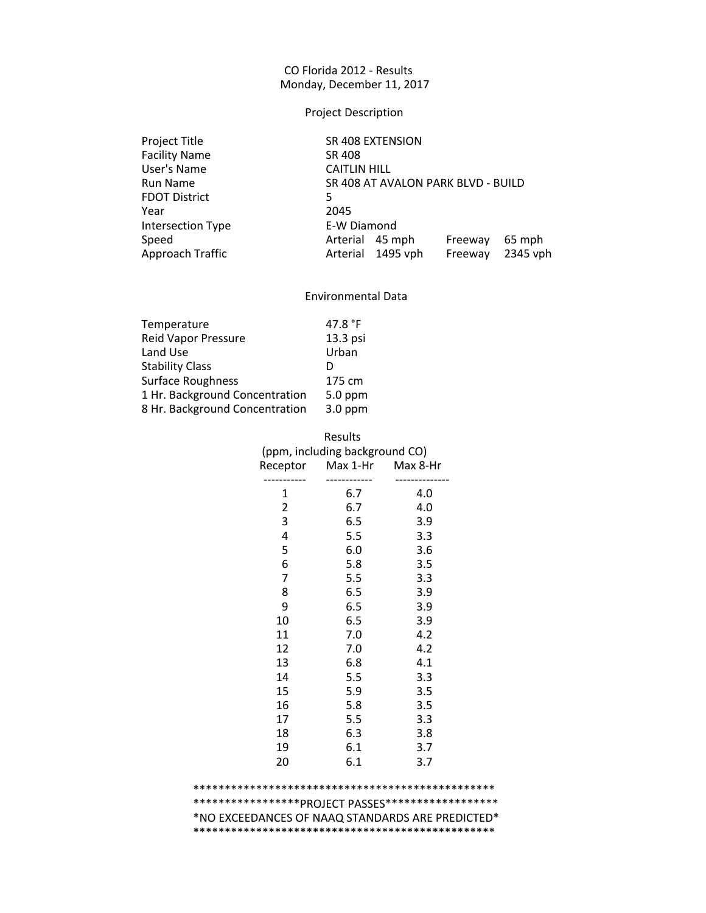CO Florida 2012 - Results
Monday, December 11, 2017

## Project Description

| | | | | |
|---|---|---|---|---|
| Project Title | SR 408 EXTENSION | | | |
| Facility Name | SR 408 | | | |
| User's Name | CAITLIN HILL | | | |
| Run Name | SR 408 AT AVALON PARK BLVD - BUILD | | | |
| FDOT District | 5 | | | |
| Year | 2045 | | | |
| Intersection Type | E-W Diamond | | | |
| Speed | Arterial | 45 mph | Freeway | 65 mph |
| Approach Traffic | Arterial | 1495 vph | Freeway | 2345 vph |

## Environmental Data

| | |
|---|---|
| Temperature | 47.8 °F |
| Reid Vapor Pressure | 13.3 psi |
| Land Use | Urban |
| Stability Class | D |
| Surface Roughness | 175 cm |
| 1 Hr. Background Concentration | 5.0 ppm |
| 8 Hr. Background Concentration | 3.0 ppm |

## Results

(ppm, including background CO)

| Receptor | Max 1-Hr | Max 8-Hr |
|---|---|---|
| 1 | 6.7 | 4.0 |
| 2 | 6.7 | 4.0 |
| 3 | 6.5 | 3.9 |
| 4 | 5.5 | 3.3 |
| 5 | 6.0 | 3.6 |
| 6 | 5.8 | 3.5 |
| 7 | 5.5 | 3.3 |
| 8 | 6.5 | 3.9 |
| 9 | 6.5 | 3.9 |
| 10 | 6.5 | 3.9 |
| 11 | 7.0 | 4.2 |
| 12 | 7.0 | 4.2 |
| 13 | 6.8 | 4.1 |
| 14 | 5.5 | 3.3 |
| 15 | 5.9 | 3.5 |
| 16 | 5.8 | 3.5 |
| 17 | 5.5 | 3.3 |
| 18 | 6.3 | 3.8 |
| 19 | 6.1 | 3.7 |
| 20 | 6.1 | 3.7 |

```
*************************************************
*****************PROJECT PASSES******************
*NO EXCEEDANCES OF NAAQ STANDARDS ARE PREDICTED*
*************************************************
```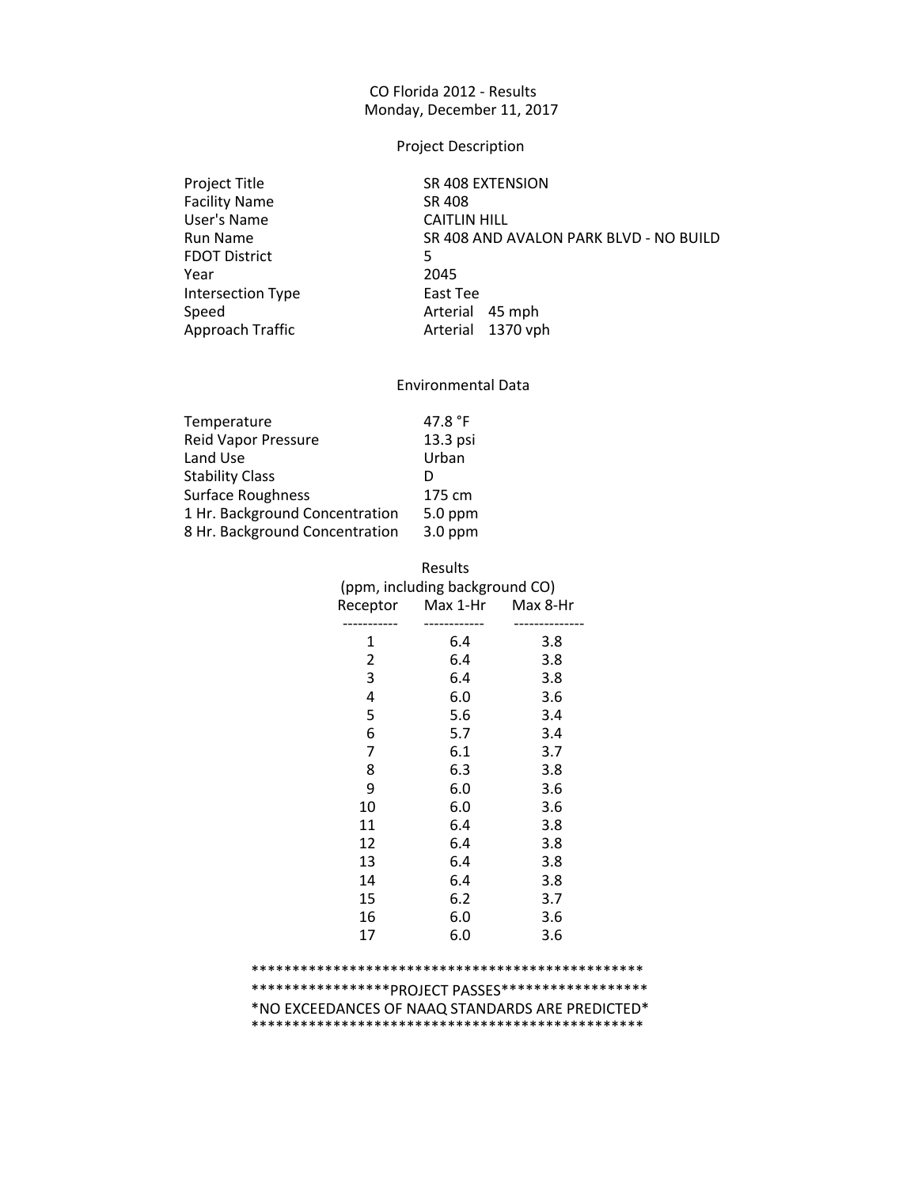CO Florida 2012 - Results
Monday, December 11, 2017

## Project Description

| | |
|---|---|
| Project Title | SR 408 EXTENSION |
| Facility Name | SR 408 |
| User's Name | CAITLIN HILL |
| Run Name | SR 408 AND AVALON PARK BLVD - NO BUILD |
| FDOT District | 5 |
| Year | 2045 |
| Intersection Type | East Tee |
| Speed | Arterial 45 mph |
| Approach Traffic | Arterial 1370 vph |

## Environmental Data

| | |
|---|---|
| Temperature | 47.8 °F |
| Reid Vapor Pressure | 13.3 psi |
| Land Use | Urban |
| Stability Class | D |
| Surface Roughness | 175 cm |
| 1 Hr. Background Concentration | 5.0 ppm |
| 8 Hr. Background Concentration | 3.0 ppm |

## Results

(ppm, including background CO)

| Receptor | Max 1-Hr | Max 8-Hr |
|---|---|---|
| 1 | 6.4 | 3.8 |
| 2 | 6.4 | 3.8 |
| 3 | 6.4 | 3.8 |
| 4 | 6.0 | 3.6 |
| 5 | 5.6 | 3.4 |
| 6 | 5.7 | 3.4 |
| 7 | 6.1 | 3.7 |
| 8 | 6.3 | 3.8 |
| 9 | 6.0 | 3.6 |
| 10 | 6.0 | 3.6 |
| 11 | 6.4 | 3.8 |
| 12 | 6.4 | 3.8 |
| 13 | 6.4 | 3.8 |
| 14 | 6.4 | 3.8 |
| 15 | 6.2 | 3.7 |
| 16 | 6.0 | 3.6 |
| 17 | 6.0 | 3.6 |

```
************************************************
*****************PROJECT PASSES******************
*NO EXCEEDANCES OF NAAQ STANDARDS ARE PREDICTED*
************************************************
```